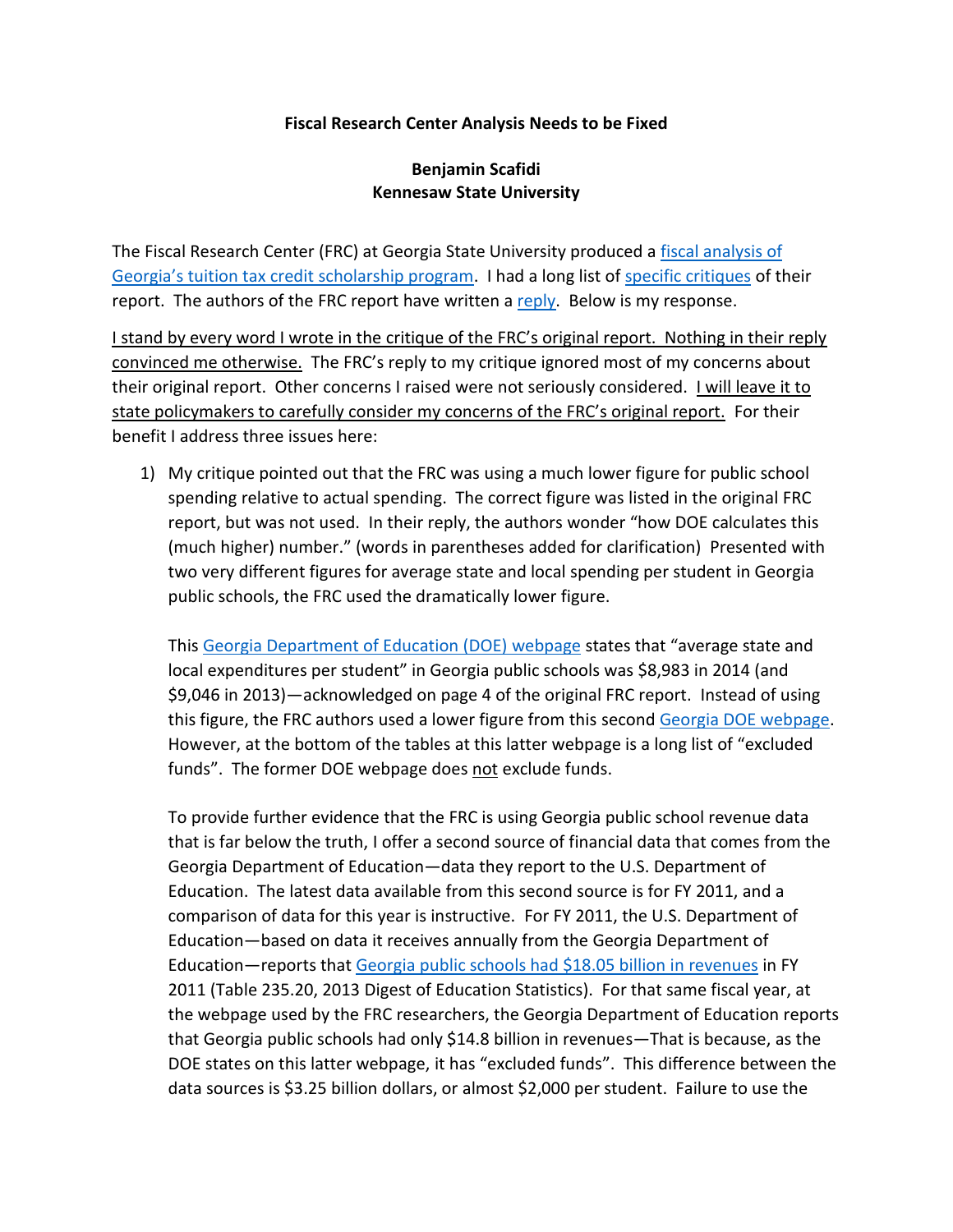**Fiscal Research Center Analysis Needs to be Fixed**

**Benjamin Scafidi**
**Kennesaw State University**

The Fiscal Research Center (FRC) at Georgia State University produced a fiscal analysis of Georgia's tuition tax credit scholarship program. I had a long list of specific critiques of their report. The authors of the FRC report have written a reply. Below is my response.

I stand by every word I wrote in the critique of the FRC's original report. Nothing in their reply convinced me otherwise. The FRC's reply to my critique ignored most of my concerns about their original report. Other concerns I raised were not seriously considered. I will leave it to state policymakers to carefully consider my concerns of the FRC's original report. For their benefit I address three issues here:

1) My critique pointed out that the FRC was using a much lower figure for public school spending relative to actual spending. The correct figure was listed in the original FRC report, but was not used. In their reply, the authors wonder "how DOE calculates this (much higher) number." (words in parentheses added for clarification) Presented with two very different figures for average state and local spending per student in Georgia public schools, the FRC used the dramatically lower figure.

   This Georgia Department of Education (DOE) webpage states that "average state and local expenditures per student" in Georgia public schools was $8,983 in 2014 (and $9,046 in 2013)—acknowledged on page 4 of the original FRC report. Instead of using this figure, the FRC authors used a lower figure from this second Georgia DOE webpage. However, at the bottom of the tables at this latter webpage is a long list of "excluded funds". The former DOE webpage does not exclude funds.

   To provide further evidence that the FRC is using Georgia public school revenue data that is far below the truth, I offer a second source of financial data that comes from the Georgia Department of Education—data they report to the U.S. Department of Education. The latest data available from this second source is for FY 2011, and a comparison of data for this year is instructive. For FY 2011, the U.S. Department of Education—based on data it receives annually from the Georgia Department of Education—reports that Georgia public schools had $18.05 billion in revenues in FY 2011 (Table 235.20, 2013 Digest of Education Statistics). For that same fiscal year, at the webpage used by the FRC researchers, the Georgia Department of Education reports that Georgia public schools had only $14.8 billion in revenues—That is because, as the DOE states on this latter webpage, it has "excluded funds". This difference between the data sources is $3.25 billion dollars, or almost $2,000 per student. Failure to use the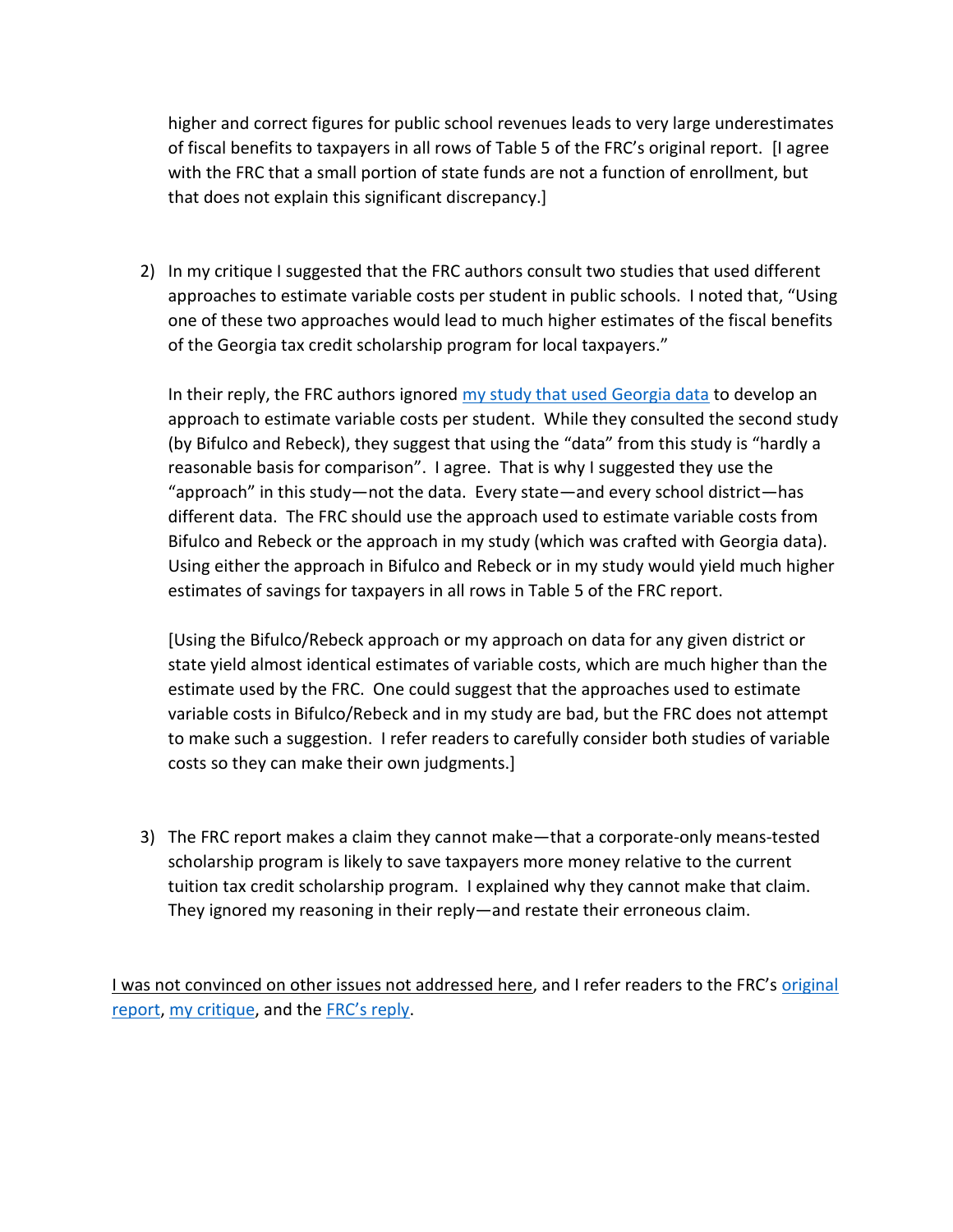higher and correct figures for public school revenues leads to very large underestimates of fiscal benefits to taxpayers in all rows of Table 5 of the FRC's original report. [I agree with the FRC that a small portion of state funds are not a function of enrollment, but that does not explain this significant discrepancy.]

2) In my critique I suggested that the FRC authors consult two studies that used different approaches to estimate variable costs per student in public schools. I noted that, "Using one of these two approaches would lead to much higher estimates of the fiscal benefits of the Georgia tax credit scholarship program for local taxpayers."

   In their reply, the FRC authors ignored my study that used Georgia data to develop an approach to estimate variable costs per student. While they consulted the second study (by Bifulco and Rebeck), they suggest that using the "data" from this study is "hardly a reasonable basis for comparison". I agree. That is why I suggested they use the "approach" in this study—not the data. Every state—and every school district—has different data. The FRC should use the approach used to estimate variable costs from Bifulco and Rebeck or the approach in my study (which was crafted with Georgia data). Using either the approach in Bifulco and Rebeck or in my study would yield much higher estimates of savings for taxpayers in all rows in Table 5 of the FRC report.

   [Using the Bifulco/Rebeck approach or my approach on data for any given district or state yield almost identical estimates of variable costs, which are much higher than the estimate used by the FRC. One could suggest that the approaches used to estimate variable costs in Bifulco/Rebeck and in my study are bad, but the FRC does not attempt to make such a suggestion. I refer readers to carefully consider both studies of variable costs so they can make their own judgments.]

3) The FRC report makes a claim they cannot make—that a corporate-only means-tested scholarship program is likely to save taxpayers more money relative to the current tuition tax credit scholarship program. I explained why they cannot make that claim. They ignored my reasoning in their reply—and restate their erroneous claim.

I was not convinced on other issues not addressed here, and I refer readers to the FRC's original report, my critique, and the FRC's reply.